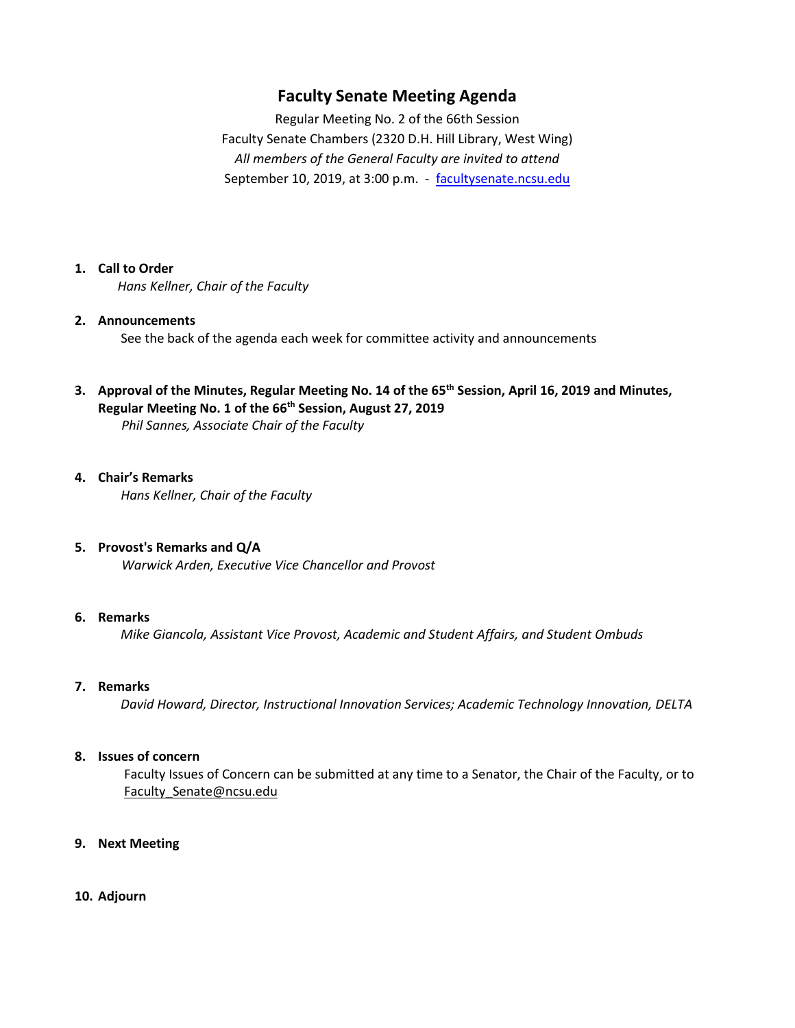# Faculty Senate Meeting Agenda

Regular Meeting No. 2 of the 66th Session
Faculty Senate Chambers (2320 D.H. Hill Library, West Wing)
*All members of the General Faculty are invited to attend*
September 10, 2019, at 3:00 p.m. - facultysenate.ncsu.edu

1. **Call to Order**
   *Hans Kellner, Chair of the Faculty*

2. **Announcements**
   See the back of the agenda each week for committee activity and announcements

3. **Approval of the Minutes, Regular Meeting No. 14 of the 65th Session, April 16, 2019 and Minutes, Regular Meeting No. 1 of the 66th Session, August 27, 2019**
   *Phil Sannes, Associate Chair of the Faculty*

4. **Chair's Remarks**
   *Hans Kellner, Chair of the Faculty*

5. **Provost's Remarks and Q/A**
   *Warwick Arden, Executive Vice Chancellor and Provost*

6. **Remarks**
   *Mike Giancola, Assistant Vice Provost, Academic and Student Affairs, and Student Ombuds*

7. **Remarks**
   *David Howard, Director, Instructional Innovation Services; Academic Technology Innovation, DELTA*

8. **Issues of concern**
   Faculty Issues of Concern can be submitted at any time to a Senator, the Chair of the Faculty, or to Faculty_Senate@ncsu.edu

9. **Next Meeting**

10. **Adjourn**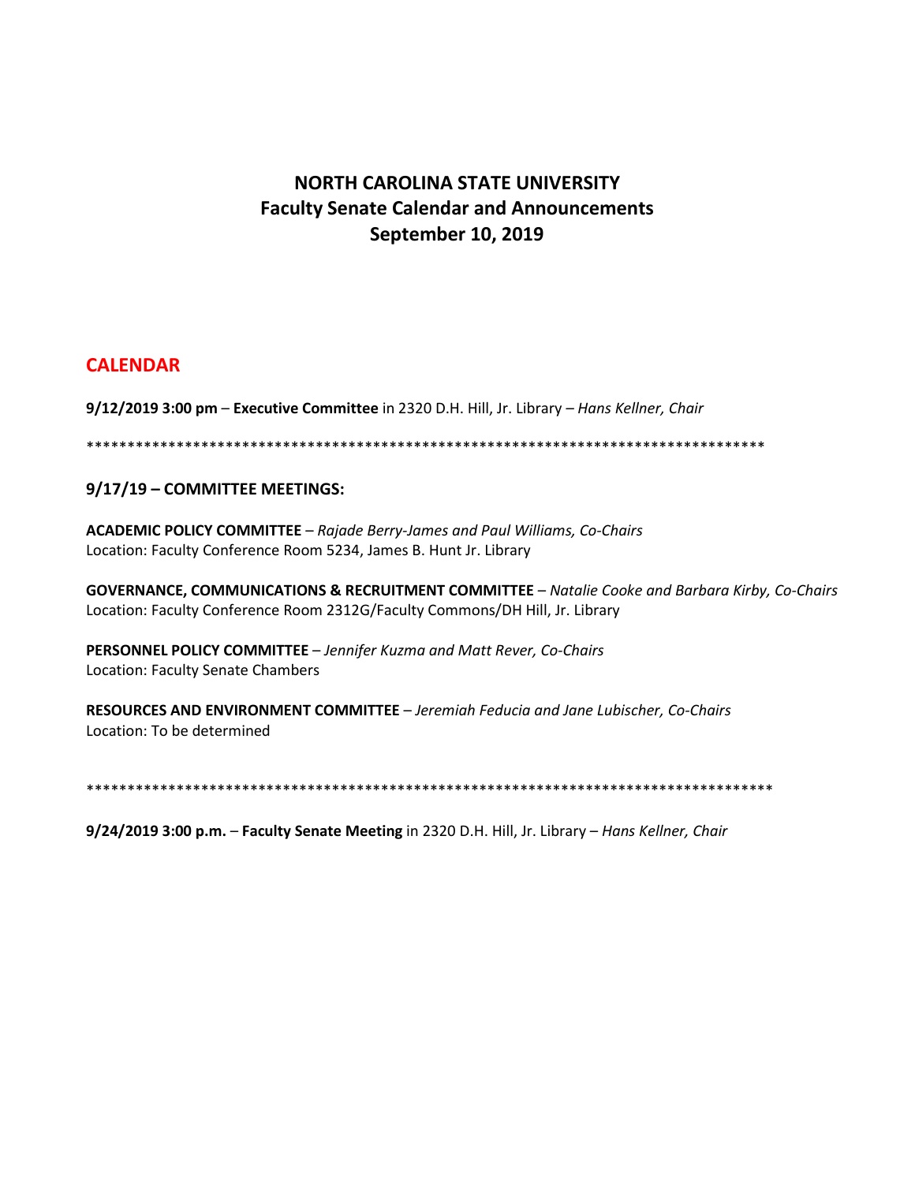# NORTH CAROLINA STATE UNIVERSITY
# Faculty Senate Calendar and Announcements
# September 10, 2019

## CALENDAR

**9/12/2019 3:00 pm** – **Executive Committee** in 2320 D.H. Hill, Jr. Library – *Hans Kellner, Chair*

************************************************************************************

### 9/17/19 – COMMITTEE MEETINGS:

**ACADEMIC POLICY COMMITTEE** – *Rajade Berry-James and Paul Williams, Co-Chairs*
Location: Faculty Conference Room 5234, James B. Hunt Jr. Library

**GOVERNANCE, COMMUNICATIONS & RECRUITMENT COMMITTEE** – *Natalie Cooke and Barbara Kirby, Co-Chairs*
Location: Faculty Conference Room 2312G/Faculty Commons/DH Hill, Jr. Library

**PERSONNEL POLICY COMMITTEE** – *Jennifer Kuzma and Matt Rever, Co-Chairs*
Location: Faculty Senate Chambers

**RESOURCES AND ENVIRONMENT COMMITTEE** – *Jeremiah Feducia and Jane Lubischer, Co-Chairs*
Location: To be determined

************************************************************************************

**9/24/2019 3:00 p.m.** – **Faculty Senate Meeting** in 2320 D.H. Hill, Jr. Library – *Hans Kellner, Chair*